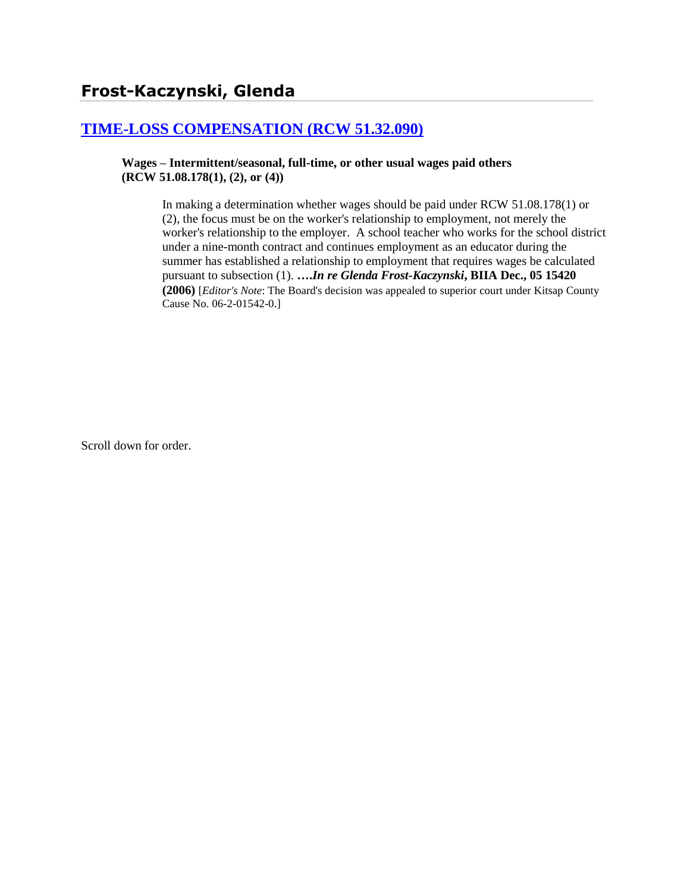## Frost-Kaczynski, Glenda

### TIME-LOSS COMPENSATION (RCW 51.32.090)

**Wages – Intermittent/seasonal, full-time, or other usual wages paid others (RCW 51.08.178(1), (2), or (4))**

In making a determination whether wages should be paid under RCW 51.08.178(1) or (2), the focus must be on the worker's relationship to employment, not merely the worker's relationship to the employer. A school teacher who works for the school district under a nine-month contract and continues employment as an educator during the summer has established a relationship to employment that requires wages be calculated pursuant to subsection (1). ***….In re Glenda Frost-Kaczynski*, BIIA Dec., 05 15420 (2006)** [*Editor's Note*: The Board's decision was appealed to superior court under Kitsap County Cause No. 06-2-01542-0.]

Scroll down for order.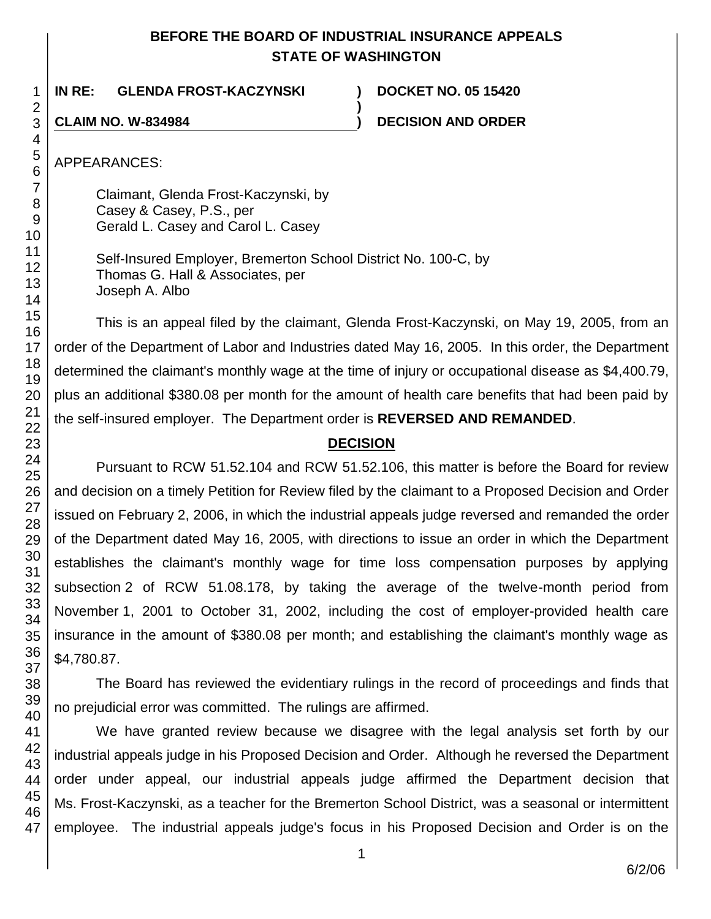**BEFORE THE BOARD OF INDUSTRIAL INSURANCE APPEALS**
**STATE OF WASHINGTON**

| | | |
|---|---|---|
| **IN RE: GLENDA FROST-KACZYNSKI** | **)** | **DOCKET NO. 05 15420** |
| | **)** | |
| **CLAIM NO. W-834984** | **)** | **DECISION AND ORDER** |

APPEARANCES:

Claimant, Glenda Frost-Kaczynski, by
Casey & Casey, P.S., per
Gerald L. Casey and Carol L. Casey

Self-Insured Employer, Bremerton School District No. 100-C, by
Thomas G. Hall & Associates, per
Joseph A. Albo

This is an appeal filed by the claimant, Glenda Frost-Kaczynski, on May 19, 2005, from an order of the Department of Labor and Industries dated May 16, 2005. In this order, the Department determined the claimant's monthly wage at the time of injury or occupational disease as $4,400.79, plus an additional $380.08 per month for the amount of health care benefits that had been paid by the self-insured employer. The Department order is **REVERSED AND REMANDED**.

**DECISION**

Pursuant to RCW 51.52.104 and RCW 51.52.106, this matter is before the Board for review and decision on a timely Petition for Review filed by the claimant to a Proposed Decision and Order issued on February 2, 2006, in which the industrial appeals judge reversed and remanded the order of the Department dated May 16, 2005, with directions to issue an order in which the Department establishes the claimant's monthly wage for time loss compensation purposes by applying subsection 2 of RCW 51.08.178, by taking the average of the twelve-month period from November 1, 2001 to October 31, 2002, including the cost of employer-provided health care insurance in the amount of $380.08 per month; and establishing the claimant's monthly wage as $4,780.87.

The Board has reviewed the evidentiary rulings in the record of proceedings and finds that no prejudicial error was committed. The rulings are affirmed.

We have granted review because we disagree with the legal analysis set forth by our industrial appeals judge in his Proposed Decision and Order. Although he reversed the Department order under appeal, our industrial appeals judge affirmed the Department decision that Ms. Frost-Kaczynski, as a teacher for the Bremerton School District, was a seasonal or intermittent employee. The industrial appeals judge's focus in his Proposed Decision and Order is on the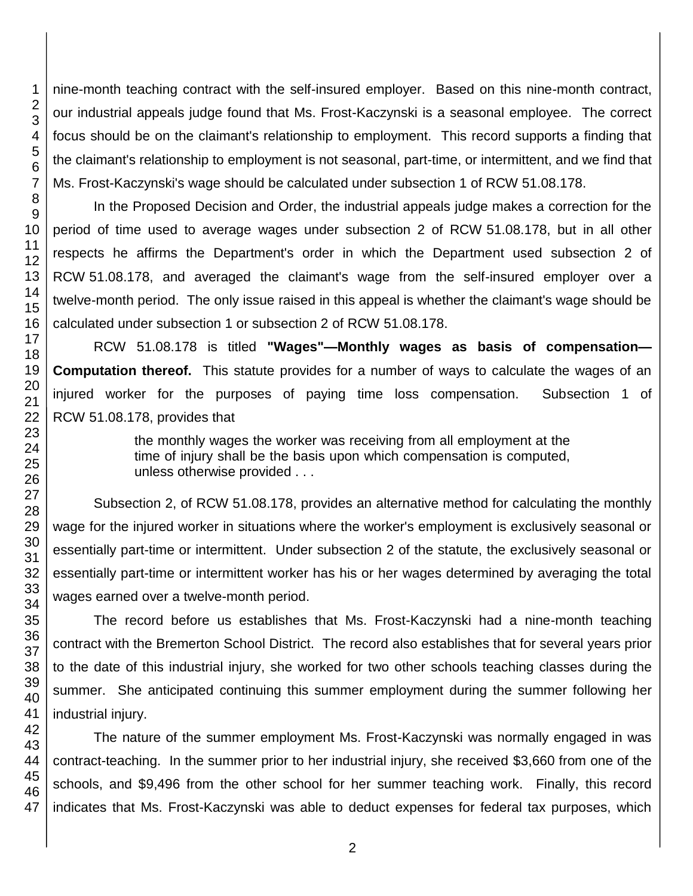nine-month teaching contract with the self-insured employer. Based on this nine-month contract, our industrial appeals judge found that Ms. Frost-Kaczynski is a seasonal employee. The correct focus should be on the claimant's relationship to employment. This record supports a finding that the claimant's relationship to employment is not seasonal, part-time, or intermittent, and we find that Ms. Frost-Kaczynski's wage should be calculated under subsection 1 of RCW 51.08.178.

In the Proposed Decision and Order, the industrial appeals judge makes a correction for the period of time used to average wages under subsection 2 of RCW 51.08.178, but in all other respects he affirms the Department's order in which the Department used subsection 2 of RCW 51.08.178, and averaged the claimant's wage from the self-insured employer over a twelve-month period. The only issue raised in this appeal is whether the claimant's wage should be calculated under subsection 1 or subsection 2 of RCW 51.08.178.

RCW 51.08.178 is titled **"Wages"—Monthly wages as basis of compensation—Computation thereof.** This statute provides for a number of ways to calculate the wages of an injured worker for the purposes of paying time loss compensation. Subsection 1 of RCW 51.08.178, provides that

> the monthly wages the worker was receiving from all employment at the time of injury shall be the basis upon which compensation is computed, unless otherwise provided . . .

Subsection 2, of RCW 51.08.178, provides an alternative method for calculating the monthly wage for the injured worker in situations where the worker's employment is exclusively seasonal or essentially part-time or intermittent. Under subsection 2 of the statute, the exclusively seasonal or essentially part-time or intermittent worker has his or her wages determined by averaging the total wages earned over a twelve-month period.

The record before us establishes that Ms. Frost-Kaczynski had a nine-month teaching contract with the Bremerton School District. The record also establishes that for several years prior to the date of this industrial injury, she worked for two other schools teaching classes during the summer. She anticipated continuing this summer employment during the summer following her industrial injury.

The nature of the summer employment Ms. Frost-Kaczynski was normally engaged in was contract-teaching. In the summer prior to her industrial injury, she received $3,660 from one of the schools, and $9,496 from the other school for her summer teaching work. Finally, this record indicates that Ms. Frost-Kaczynski was able to deduct expenses for federal tax purposes, which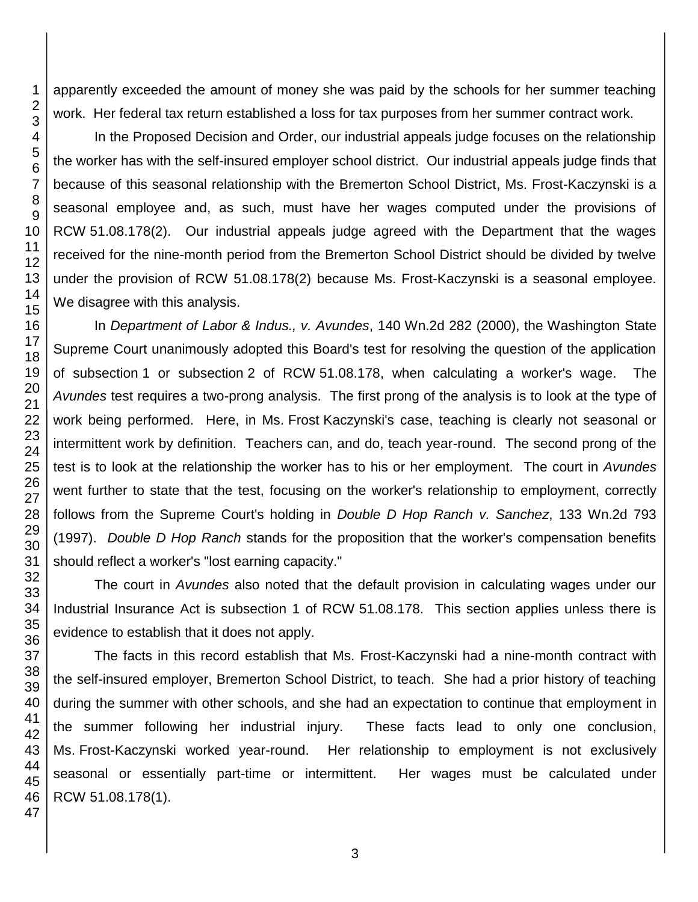apparently exceeded the amount of money she was paid by the schools for her summer teaching work. Her federal tax return established a loss for tax purposes from her summer contract work.

In the Proposed Decision and Order, our industrial appeals judge focuses on the relationship the worker has with the self-insured employer school district. Our industrial appeals judge finds that because of this seasonal relationship with the Bremerton School District, Ms. Frost-Kaczynski is a seasonal employee and, as such, must have her wages computed under the provisions of RCW 51.08.178(2). Our industrial appeals judge agreed with the Department that the wages received for the nine-month period from the Bremerton School District should be divided by twelve under the provision of RCW 51.08.178(2) because Ms. Frost-Kaczynski is a seasonal employee. We disagree with this analysis.

In *Department of Labor & Indus., v. Avundes*, 140 Wn.2d 282 (2000), the Washington State Supreme Court unanimously adopted this Board's test for resolving the question of the application of subsection 1 or subsection 2 of RCW 51.08.178, when calculating a worker's wage. The *Avundes* test requires a two-prong analysis. The first prong of the analysis is to look at the type of work being performed. Here, in Ms. Frost Kaczynski's case, teaching is clearly not seasonal or intermittent work by definition. Teachers can, and do, teach year-round. The second prong of the test is to look at the relationship the worker has to his or her employment. The court in *Avundes* went further to state that the test, focusing on the worker's relationship to employment, correctly follows from the Supreme Court's holding in *Double D Hop Ranch v. Sanchez*, 133 Wn.2d 793 (1997). *Double D Hop Ranch* stands for the proposition that the worker's compensation benefits should reflect a worker's "lost earning capacity."

The court in *Avundes* also noted that the default provision in calculating wages under our Industrial Insurance Act is subsection 1 of RCW 51.08.178. This section applies unless there is evidence to establish that it does not apply.

The facts in this record establish that Ms. Frost-Kaczynski had a nine-month contract with the self-insured employer, Bremerton School District, to teach. She had a prior history of teaching during the summer with other schools, and she had an expectation to continue that employment in the summer following her industrial injury. These facts lead to only one conclusion, Ms. Frost-Kaczynski worked year-round. Her relationship to employment is not exclusively seasonal or essentially part-time or intermittent. Her wages must be calculated under RCW 51.08.178(1).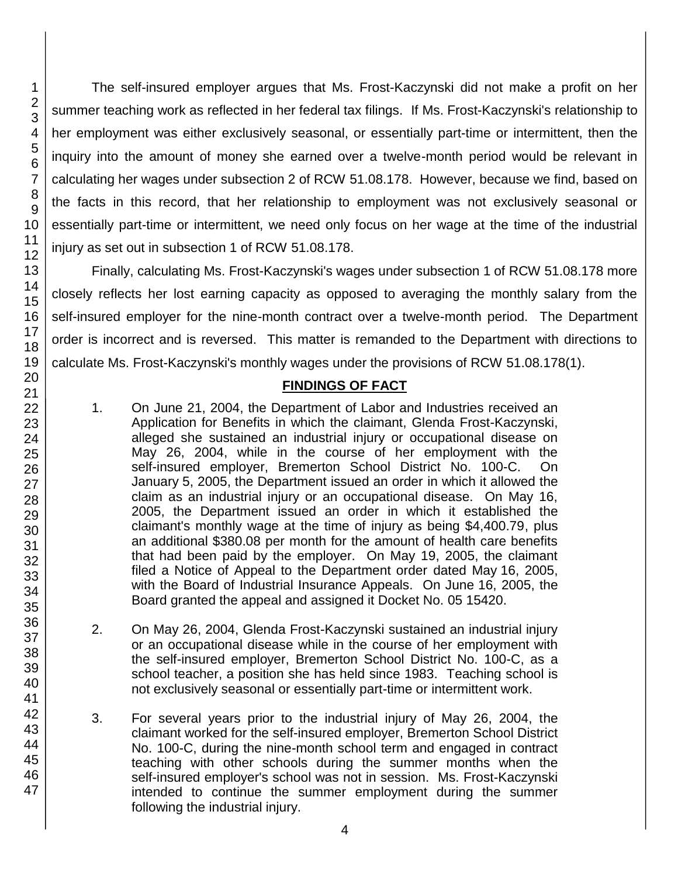The self-insured employer argues that Ms. Frost-Kaczynski did not make a profit on her summer teaching work as reflected in her federal tax filings. If Ms. Frost-Kaczynski's relationship to her employment was either exclusively seasonal, or essentially part-time or intermittent, then the inquiry into the amount of money she earned over a twelve-month period would be relevant in calculating her wages under subsection 2 of RCW 51.08.178. However, because we find, based on the facts in this record, that her relationship to employment was not exclusively seasonal or essentially part-time or intermittent, we need only focus on her wage at the time of the industrial injury as set out in subsection 1 of RCW 51.08.178.

Finally, calculating Ms. Frost-Kaczynski's wages under subsection 1 of RCW 51.08.178 more closely reflects her lost earning capacity as opposed to averaging the monthly salary from the self-insured employer for the nine-month contract over a twelve-month period. The Department order is incorrect and is reversed. This matter is remanded to the Department with directions to calculate Ms. Frost-Kaczynski's monthly wages under the provisions of RCW 51.08.178(1).

## FINDINGS OF FACT

1. On June 21, 2004, the Department of Labor and Industries received an Application for Benefits in which the claimant, Glenda Frost-Kaczynski, alleged she sustained an industrial injury or occupational disease on May 26, 2004, while in the course of her employment with the self-insured employer, Bremerton School District No. 100-C. On January 5, 2005, the Department issued an order in which it allowed the claim as an industrial injury or an occupational disease. On May 16, 2005, the Department issued an order in which it established the claimant's monthly wage at the time of injury as being $4,400.79, plus an additional $380.08 per month for the amount of health care benefits that had been paid by the employer. On May 19, 2005, the claimant filed a Notice of Appeal to the Department order dated May 16, 2005, with the Board of Industrial Insurance Appeals. On June 16, 2005, the Board granted the appeal and assigned it Docket No. 05 15420.

2. On May 26, 2004, Glenda Frost-Kaczynski sustained an industrial injury or an occupational disease while in the course of her employment with the self-insured employer, Bremerton School District No. 100-C, as a school teacher, a position she has held since 1983. Teaching school is not exclusively seasonal or essentially part-time or intermittent work.

3. For several years prior to the industrial injury of May 26, 2004, the claimant worked for the self-insured employer, Bremerton School District No. 100-C, during the nine-month school term and engaged in contract teaching with other schools during the summer months when the self-insured employer's school was not in session. Ms. Frost-Kaczynski intended to continue the summer employment during the summer following the industrial injury.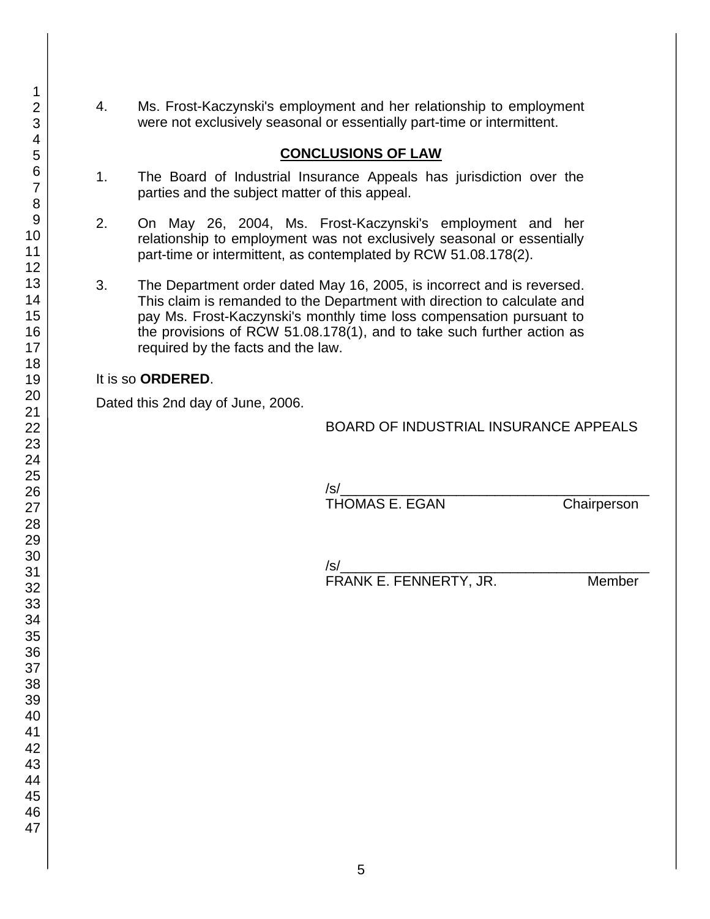4. Ms. Frost-Kaczynski's employment and her relationship to employment were not exclusively seasonal or essentially part-time or intermittent.

## CONCLUSIONS OF LAW

1. The Board of Industrial Insurance Appeals has jurisdiction over the parties and the subject matter of this appeal.

2. On May 26, 2004, Ms. Frost-Kaczynski's employment and her relationship to employment was not exclusively seasonal or essentially part-time or intermittent, as contemplated by RCW 51.08.178(2).

3. The Department order dated May 16, 2005, is incorrect and is reversed. This claim is remanded to the Department with direction to calculate and pay Ms. Frost-Kaczynski's monthly time loss compensation pursuant to the provisions of RCW 51.08.178(1), and to take such further action as required by the facts and the law.

It is so **ORDERED**.

Dated this 2nd day of June, 2006.

BOARD OF INDUSTRIAL INSURANCE APPEALS

/s/\_\_\_\_\_\_\_\_\_\_\_\_\_\_\_\_\_\_\_\_\_\_\_\_\_\_\_\_\_\_\_\_\_\_\_\_\_\_\_\_
THOMAS E. EGAN Chairperson

/s/\_\_\_\_\_\_\_\_\_\_\_\_\_\_\_\_\_\_\_\_\_\_\_\_\_\_\_\_\_\_\_\_\_\_\_\_\_\_\_\_
FRANK E. FENNERTY, JR. Member